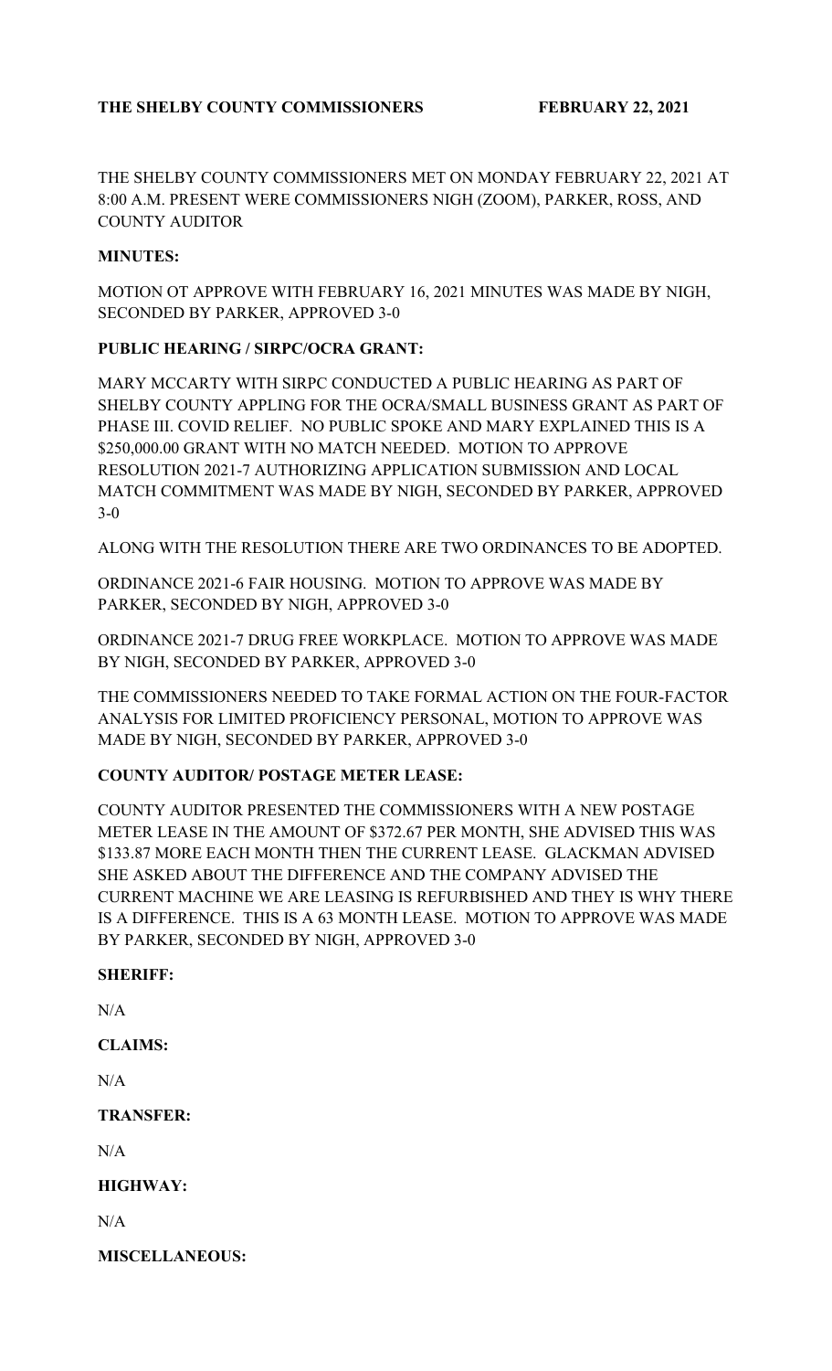**THE SHELBY COUNTY COMMISSIONERS FEBRUARY 22, 2021**

THE SHELBY COUNTY COMMISSIONERS MET ON MONDAY FEBRUARY 22, 2021 AT 8:00 A.M. PRESENT WERE COMMISSIONERS NIGH (ZOOM), PARKER, ROSS, AND COUNTY AUDITOR

**MINUTES:**

MOTION OT APPROVE WITH FEBRUARY 16, 2021 MINUTES WAS MADE BY NIGH, SECONDED BY PARKER, APPROVED 3-0

**PUBLIC HEARING / SIRPC/OCRA GRANT:**

MARY MCCARTY WITH SIRPC CONDUCTED A PUBLIC HEARING AS PART OF SHELBY COUNTY APPLING FOR THE OCRA/SMALL BUSINESS GRANT AS PART OF PHASE III. COVID RELIEF. NO PUBLIC SPOKE AND MARY EXPLAINED THIS IS A $250,000.00 GRANT WITH NO MATCH NEEDED. MOTION TO APPROVE RESOLUTION 2021-7 AUTHORIZING APPLICATION SUBMISSION AND LOCAL MATCH COMMITMENT WAS MADE BY NIGH, SECONDED BY PARKER, APPROVED 3-0

ALONG WITH THE RESOLUTION THERE ARE TWO ORDINANCES TO BE ADOPTED.

ORDINANCE 2021-6 FAIR HOUSING. MOTION TO APPROVE WAS MADE BY PARKER, SECONDED BY NIGH, APPROVED 3-0

ORDINANCE 2021-7 DRUG FREE WORKPLACE. MOTION TO APPROVE WAS MADE BY NIGH, SECONDED BY PARKER, APPROVED 3-0

THE COMMISSIONERS NEEDED TO TAKE FORMAL ACTION ON THE FOUR-FACTOR ANALYSIS FOR LIMITED PROFICIENCY PERSONAL, MOTION TO APPROVE WAS MADE BY NIGH, SECONDED BY PARKER, APPROVED 3-0

**COUNTY AUDITOR/ POSTAGE METER LEASE:**

COUNTY AUDITOR PRESENTED THE COMMISSIONERS WITH A NEW POSTAGE METER LEASE IN THE AMOUNT OF $372.67 PER MONTH, SHE ADVISED THIS WAS $133.87 MORE EACH MONTH THEN THE CURRENT LEASE. GLACKMAN ADVISED SHE ASKED ABOUT THE DIFFERENCE AND THE COMPANY ADVISED THE CURRENT MACHINE WE ARE LEASING IS REFURBISHED AND THEY IS WHY THERE IS A DIFFERENCE. THIS IS A 63 MONTH LEASE. MOTION TO APPROVE WAS MADE BY PARKER, SECONDED BY NIGH, APPROVED 3-0

**SHERIFF:**

N/A

**CLAIMS:**

N/A

**TRANSFER:**

N/A

**HIGHWAY:**

N/A

**MISCELLANEOUS:**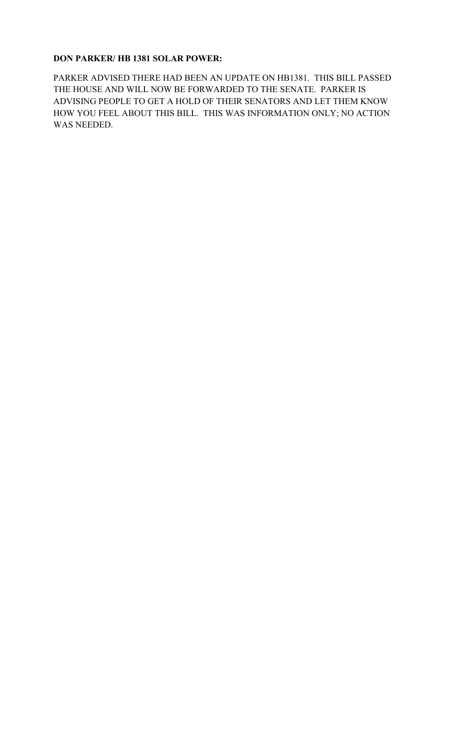**DON PARKER/ HB 1381 SOLAR POWER:**

PARKER ADVISED THERE HAD BEEN AN UPDATE ON HB1381. THIS BILL PASSED THE HOUSE AND WILL NOW BE FORWARDED TO THE SENATE. PARKER IS ADVISING PEOPLE TO GET A HOLD OF THEIR SENATORS AND LET THEM KNOW HOW YOU FEEL ABOUT THIS BILL. THIS WAS INFORMATION ONLY; NO ACTION WAS NEEDED.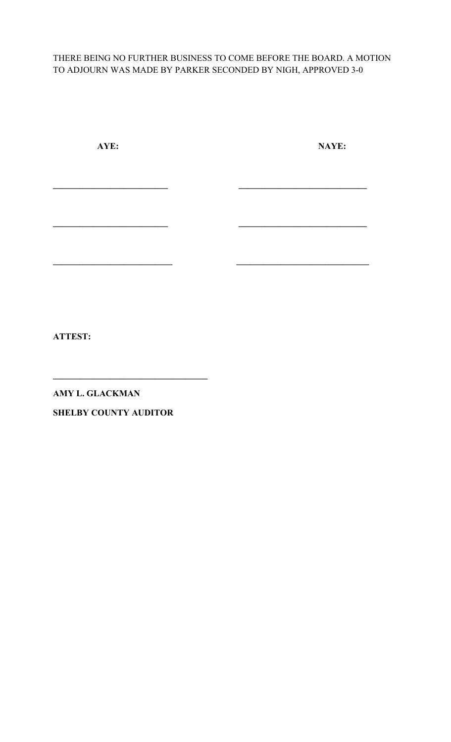THERE BEING NO FURTHER BUSINESS TO COME BEFORE THE BOARD. A MOTION TO ADJOURN WAS MADE BY PARKER SECONDED BY NIGH, APPROVED 3-0

| **AYE:** | **NAYE:** |
| --- | --- |
| ________________________ | ________________________ |
| ________________________ | ________________________ |
| ________________________ | ________________________ |

**ATTEST:**

________________________________

**AMY L. GLACKMAN**

**SHELBY COUNTY AUDITOR**